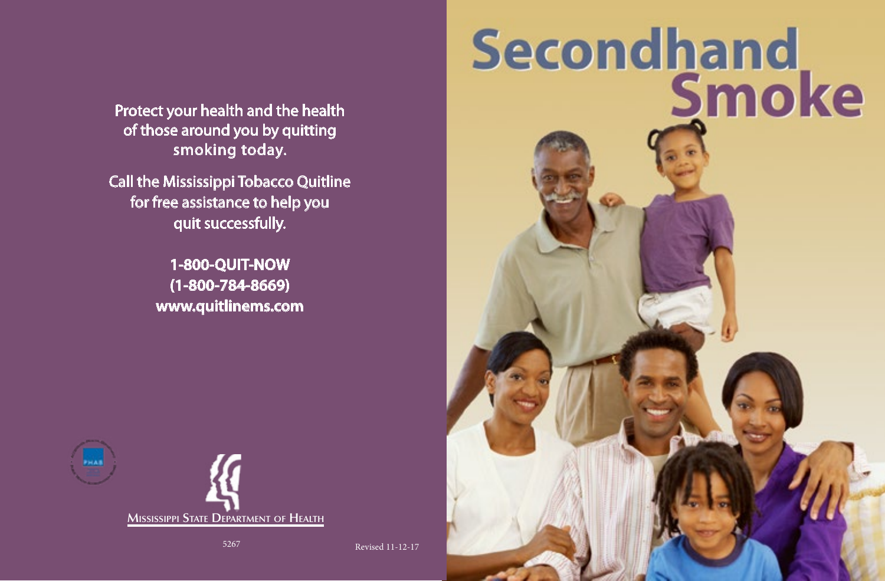# Secondhand Smoke

Protect your health and the health of those around you by quitting smoking today.

Call the Mississippi Tobacco Quitline for free assistance to help you quit successfully.

**1-800-QUIT-NOW**
**(1-800-784-8669)**
**www.quitlinems.com**

MISSISSIPPI STATE DEPARTMENT OF HEALTH

5267

Revised 11-12-17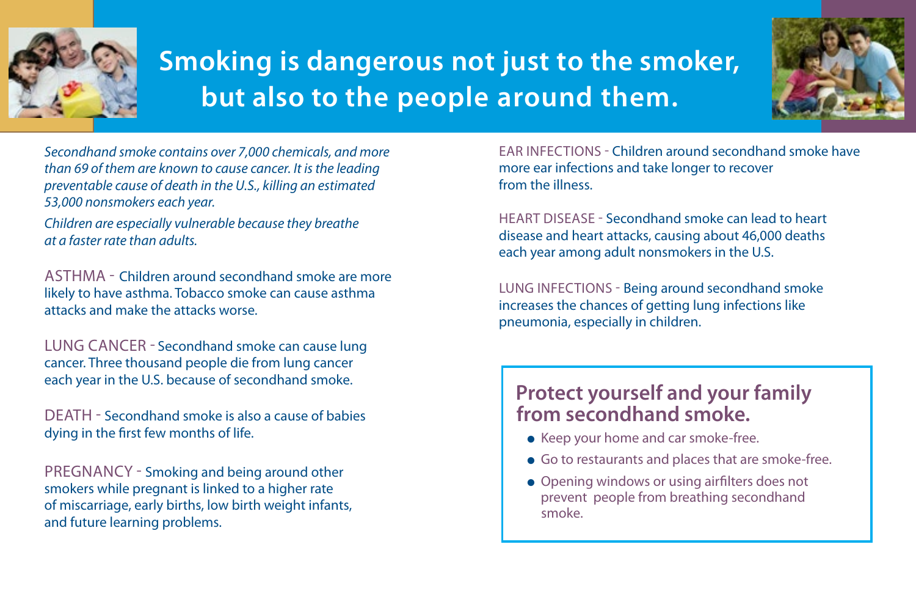# Smoking is dangerous not just to the smoker, but also to the people around them.

*Secondhand smoke contains over 7,000 chemicals, and more than 69 of them are known to cause cancer. It is the leading preventable cause of death in the U.S., killing an estimated 53,000 nonsmokers each year.*

*Children are especially vulnerable because they breathe at a faster rate than adults.*

ASTHMA - Children around secondhand smoke are more likely to have asthma. Tobacco smoke can cause asthma attacks and make the attacks worse.

LUNG CANCER - Secondhand smoke can cause lung cancer. Three thousand people die from lung cancer each year in the U.S. because of secondhand smoke.

DEATH - Secondhand smoke is also a cause of babies dying in the first few months of life.

PREGNANCY - Smoking and being around other smokers while pregnant is linked to a higher rate of miscarriage, early births, low birth weight infants, and future learning problems.

EAR INFECTIONS - Children around secondhand smoke have more ear infections and take longer to recover from the illness.

HEART DISEASE - Secondhand smoke can lead to heart disease and heart attacks, causing about 46,000 deaths each year among adult nonsmokers in the U.S.

LUNG INFECTIONS - Being around secondhand smoke increases the chances of getting lung infections like pneumonia, especially in children.

## Protect yourself and your family from secondhand smoke.

- Keep your home and car smoke-free.
- Go to restaurants and places that are smoke-free.
- Opening windows or using airfilters does not prevent people from breathing secondhand smoke.